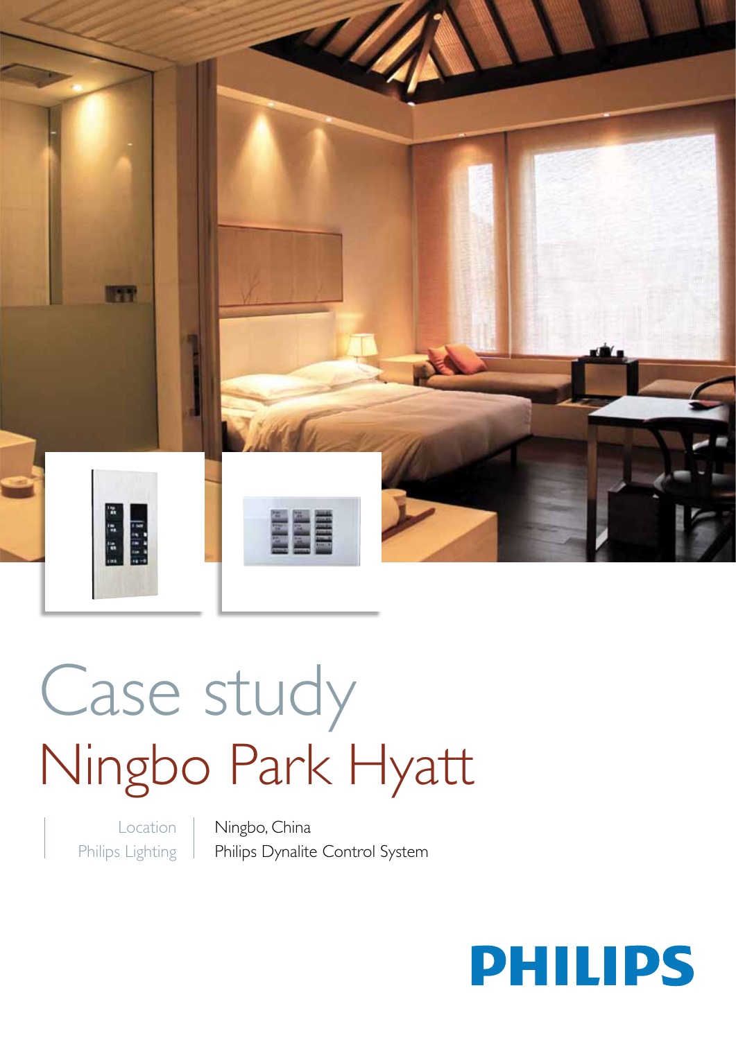# Case study

## Ningbo Park Hyatt

| Location | Ningbo, China |
| --- | --- |
| Philips Lighting | Philips Dynalite Control System |

PHILIPS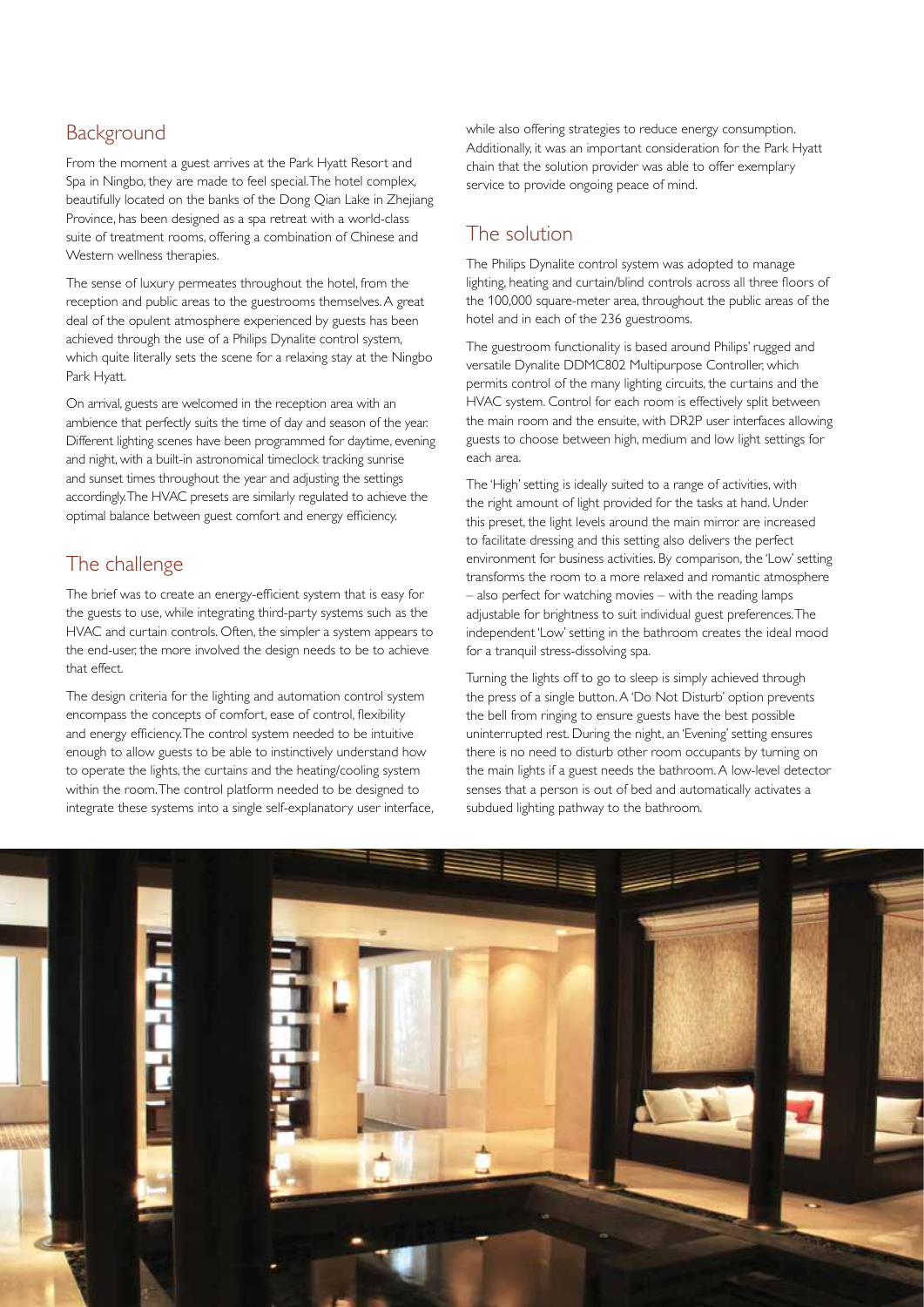## Background

From the moment a guest arrives at the Park Hyatt Resort and Spa in Ningbo, they are made to feel special. The hotel complex, beautifully located on the banks of the Dong Qian Lake in Zhejiang Province, has been designed as a spa retreat with a world-class suite of treatment rooms, offering a combination of Chinese and Western wellness therapies.

The sense of luxury permeates throughout the hotel, from the reception and public areas to the guestrooms themselves. A great deal of the opulent atmosphere experienced by guests has been achieved through the use of a Philips Dynalite control system, which quite literally sets the scene for a relaxing stay at the Ningbo Park Hyatt.

On arrival, guests are welcomed in the reception area with an ambience that perfectly suits the time of day and season of the year. Different lighting scenes have been programmed for daytime, evening and night, with a built-in astronomical timeclock tracking sunrise and sunset times throughout the year and adjusting the settings accordingly. The HVAC presets are similarly regulated to achieve the optimal balance between guest comfort and energy efficiency.

## The challenge

The brief was to create an energy-efficient system that is easy for the guests to use, while integrating third-party systems such as the HVAC and curtain controls. Often, the simpler a system appears to the end-user, the more involved the design needs to be to achieve that effect.

The design criteria for the lighting and automation control system encompass the concepts of comfort, ease of control, flexibility and energy efficiency. The control system needed to be intuitive enough to allow guests to be able to instinctively understand how to operate the lights, the curtains and the heating/cooling system within the room. The control platform needed to be designed to integrate these systems into a single self-explanatory user interface, while also offering strategies to reduce energy consumption. Additionally, it was an important consideration for the Park Hyatt chain that the solution provider was able to offer exemplary service to provide ongoing peace of mind.

## The solution

The Philips Dynalite control system was adopted to manage lighting, heating and curtain/blind controls across all three floors of the 100,000 square-meter area, throughout the public areas of the hotel and in each of the 236 guestrooms.

The guestroom functionality is based around Philips' rugged and versatile Dynalite DDMC802 Multipurpose Controller, which permits control of the many lighting circuits, the curtains and the HVAC system. Control for each room is effectively split between the main room and the ensuite, with DR2P user interfaces allowing guests to choose between high, medium and low light settings for each area.

The 'High' setting is ideally suited to a range of activities, with the right amount of light provided for the tasks at hand. Under this preset, the light levels around the main mirror are increased to facilitate dressing and this setting also delivers the perfect environment for business activities. By comparison, the 'Low' setting transforms the room to a more relaxed and romantic atmosphere – also perfect for watching movies – with the reading lamps adjustable for brightness to suit individual guest preferences. The independent 'Low' setting in the bathroom creates the ideal mood for a tranquil stress-dissolving spa.

Turning the lights off to go to sleep is simply achieved through the press of a single button. A 'Do Not Disturb' option prevents the bell from ringing to ensure guests have the best possible uninterrupted rest. During the night, an 'Evening' setting ensures there is no need to disturb other room occupants by turning on the main lights if a guest needs the bathroom. A low-level detector senses that a person is out of bed and automatically activates a subdued lighting pathway to the bathroom.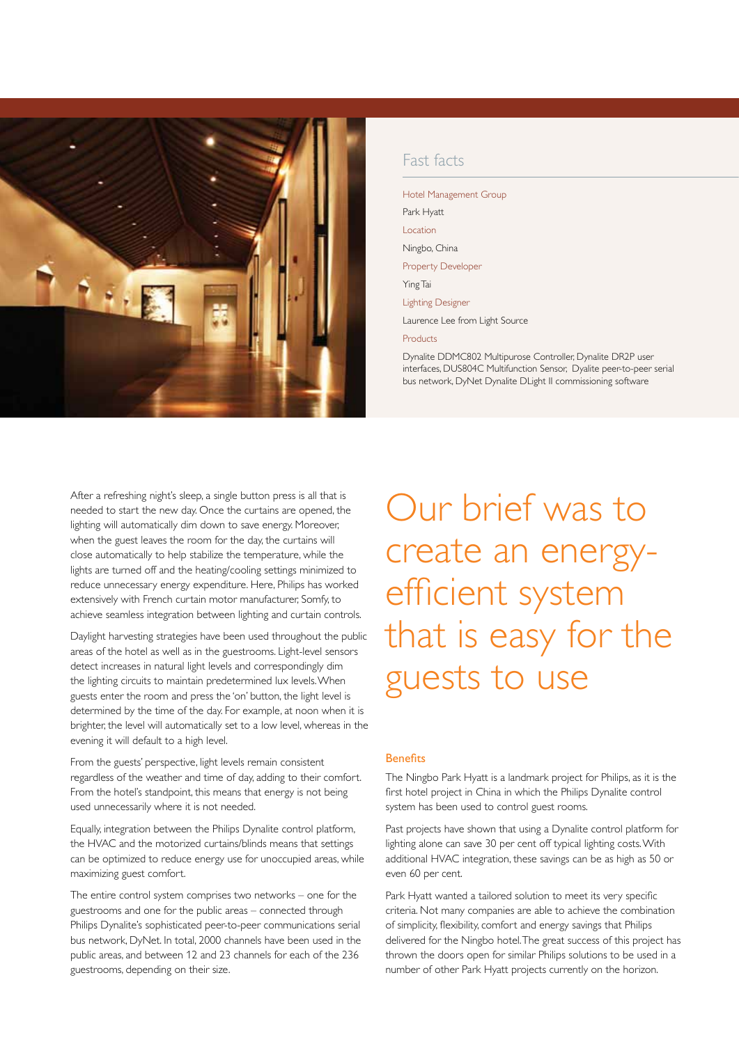## Fast facts

Hotel Management Group

Park Hyatt

Location

Ningbo, China

Property Developer

Ying Tai

Lighting Designer

Laurence Lee from Light Source

Products

Dynalite DDMC802 Multipurose Controller, Dynalite DR2P user interfaces, DUS804C Multifunction Sensor, Dyalite peer-to-peer serial bus network, DyNet Dynalite DLight II commissioning software

After a refreshing night's sleep, a single button press is all that is needed to start the new day. Once the curtains are opened, the lighting will automatically dim down to save energy. Moreover, when the guest leaves the room for the day, the curtains will close automatically to help stabilize the temperature, while the lights are turned off and the heating/cooling settings minimized to reduce unnecessary energy expenditure. Here, Philips has worked extensively with French curtain motor manufacturer, Somfy, to achieve seamless integration between lighting and curtain controls.

Daylight harvesting strategies have been used throughout the public areas of the hotel as well as in the guestrooms. Light-level sensors detect increases in natural light levels and correspondingly dim the lighting circuits to maintain predetermined lux levels. When guests enter the room and press the 'on' button, the light level is determined by the time of the day. For example, at noon when it is brighter, the level will automatically set to a low level, whereas in the evening it will default to a high level.

From the guests' perspective, light levels remain consistent regardless of the weather and time of day, adding to their comfort. From the hotel's standpoint, this means that energy is not being used unnecessarily where it is not needed.

Equally, integration between the Philips Dynalite control platform, the HVAC and the motorized curtains/blinds means that settings can be optimized to reduce energy use for unoccupied areas, while maximizing guest comfort.

The entire control system comprises two networks – one for the guestrooms and one for the public areas – connected through Philips Dynalite's sophisticated peer-to-peer communications serial bus network, DyNet. In total, 2000 channels have been used in the public areas, and between 12 and 23 channels for each of the 236 guestrooms, depending on their size.

# Our brief was to create an energy-efficient system that is easy for the guests to use

### Benefits

The Ningbo Park Hyatt is a landmark project for Philips, as it is the first hotel project in China in which the Philips Dynalite control system has been used to control guest rooms.

Past projects have shown that using a Dynalite control platform for lighting alone can save 30 per cent off typical lighting costs. With additional HVAC integration, these savings can be as high as 50 or even 60 per cent.

Park Hyatt wanted a tailored solution to meet its very specific criteria. Not many companies are able to achieve the combination of simplicity, flexibility, comfort and energy savings that Philips delivered for the Ningbo hotel. The great success of this project has thrown the doors open for similar Philips solutions to be used in a number of other Park Hyatt projects currently on the horizon.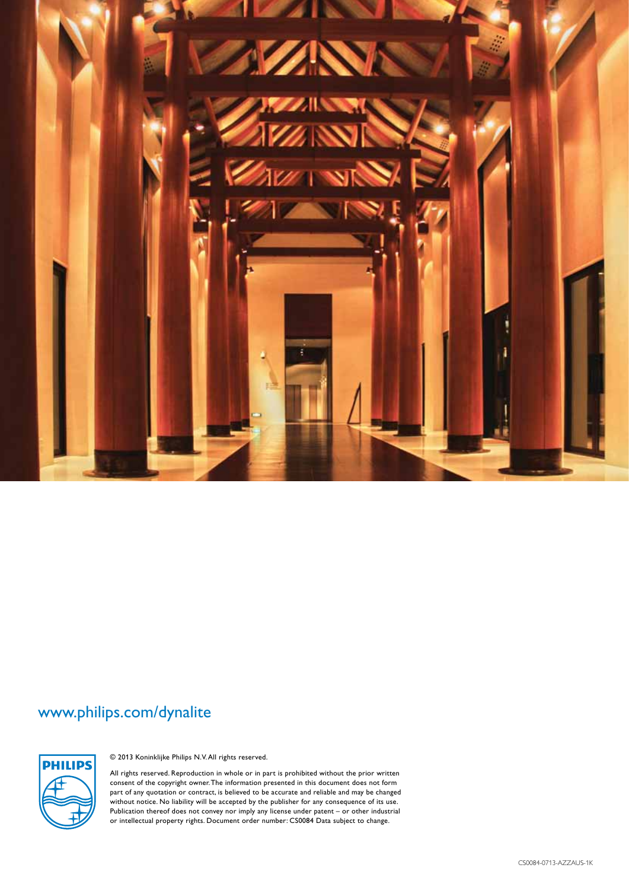www.philips.com/dynalite

© 2013 Koninklijke Philips N.V. All rights reserved.

All rights reserved. Reproduction in whole or in part is prohibited without the prior written consent of the copyright owner. The information presented in this document does not form part of any quotation or contract, is believed to be accurate and reliable and may be changed without notice. No liability will be accepted by the publisher for any consequence of its use. Publication thereof does not convey nor imply any license under patent – or other industrial or intellectual property rights. Document order number: CS0084 Data subject to change.

CS0084-0713-AZZAUS-1K